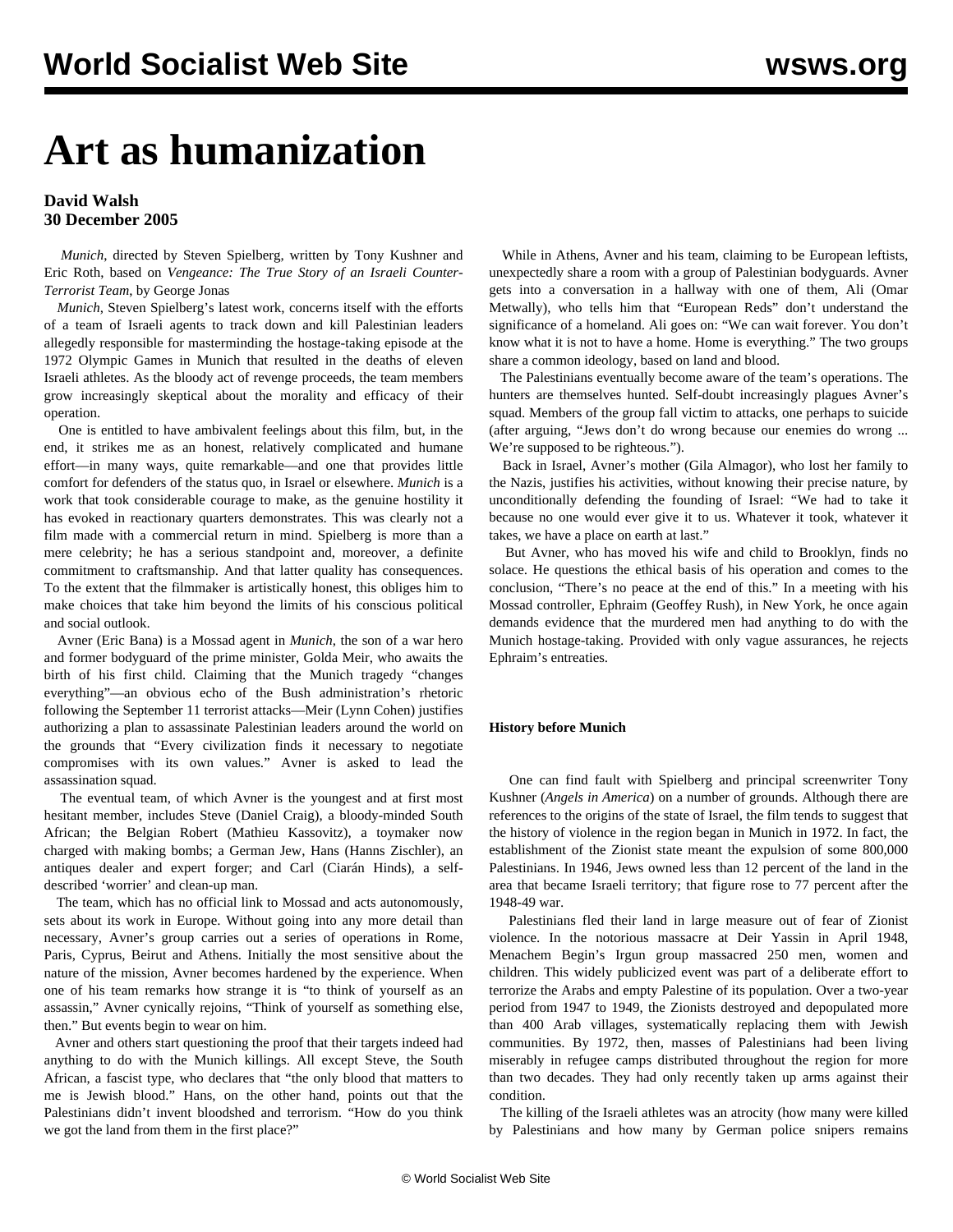# Art as humanization

**David Walsh**
**30 December 2005**

*Munich*, directed by Steven Spielberg, written by Tony Kushner and Eric Roth, based on *Vengeance: The True Story of an Israeli Counter-Terrorist Team*, by George Jonas

*Munich*, Steven Spielberg's latest work, concerns itself with the efforts of a team of Israeli agents to track down and kill Palestinian leaders allegedly responsible for masterminding the hostage-taking episode at the 1972 Olympic Games in Munich that resulted in the deaths of eleven Israeli athletes. As the bloody act of revenge proceeds, the team members grow increasingly skeptical about the morality and efficacy of their operation.

One is entitled to have ambivalent feelings about this film, but, in the end, it strikes me as an honest, relatively complicated and humane effort—in many ways, quite remarkable—and one that provides little comfort for defenders of the status quo, in Israel or elsewhere. *Munich* is a work that took considerable courage to make, as the genuine hostility it has evoked in reactionary quarters demonstrates. This was clearly not a film made with a commercial return in mind. Spielberg is more than a mere celebrity; he has a serious standpoint and, moreover, a definite commitment to craftsmanship. And that latter quality has consequences. To the extent that the filmmaker is artistically honest, this obliges him to make choices that take him beyond the limits of his conscious political and social outlook.

Avner (Eric Bana) is a Mossad agent in *Munich*, the son of a war hero and former bodyguard of the prime minister, Golda Meir, who awaits the birth of his first child. Claiming that the Munich tragedy "changes everything"—an obvious echo of the Bush administration's rhetoric following the September 11 terrorist attacks—Meir (Lynn Cohen) justifies authorizing a plan to assassinate Palestinian leaders around the world on the grounds that "Every civilization finds it necessary to negotiate compromises with its own values." Avner is asked to lead the assassination squad.

The eventual team, of which Avner is the youngest and at first most hesitant member, includes Steve (Daniel Craig), a bloody-minded South African; the Belgian Robert (Mathieu Kassovitz), a toymaker now charged with making bombs; a German Jew, Hans (Hanns Zischler), an antiques dealer and expert forger; and Carl (Ciarán Hinds), a self-described 'worrier' and clean-up man.

The team, which has no official link to Mossad and acts autonomously, sets about its work in Europe. Without going into any more detail than necessary, Avner's group carries out a series of operations in Rome, Paris, Cyprus, Beirut and Athens. Initially the most sensitive about the nature of the mission, Avner becomes hardened by the experience. When one of his team remarks how strange it is "to think of yourself as an assassin," Avner cynically rejoins, "Think of yourself as something else, then." But events begin to wear on him.

Avner and others start questioning the proof that their targets indeed had anything to do with the Munich killings. All except Steve, the South African, a fascist type, who declares that "the only blood that matters to me is Jewish blood." Hans, on the other hand, points out that the Palestinians didn't invent bloodshed and terrorism. "How do you think we got the land from them in the first place?"

While in Athens, Avner and his team, claiming to be European leftists, unexpectedly share a room with a group of Palestinian bodyguards. Avner gets into a conversation in a hallway with one of them, Ali (Omar Metwally), who tells him that "European Reds" don't understand the significance of a homeland. Ali goes on: "We can wait forever. You don't know what it is not to have a home. Home is everything." The two groups share a common ideology, based on land and blood.

The Palestinians eventually become aware of the team's operations. The hunters are themselves hunted. Self-doubt increasingly plagues Avner's squad. Members of the group fall victim to attacks, one perhaps to suicide (after arguing, "Jews don't do wrong because our enemies do wrong ... We're supposed to be righteous.").

Back in Israel, Avner's mother (Gila Almagor), who lost her family to the Nazis, justifies his activities, without knowing their precise nature, by unconditionally defending the founding of Israel: "We had to take it because no one would ever give it to us. Whatever it took, whatever it takes, we have a place on earth at last."

But Avner, who has moved his wife and child to Brooklyn, finds no solace. He questions the ethical basis of his operation and comes to the conclusion, "There's no peace at the end of this." In a meeting with his Mossad controller, Ephraim (Geoffrey Rush), in New York, he once again demands evidence that the murdered men had anything to do with the Munich hostage-taking. Provided with only vague assurances, he rejects Ephraim's entreaties.

### History before Munich

One can find fault with Spielberg and principal screenwriter Tony Kushner (*Angels in America*) on a number of grounds. Although there are references to the origins of the state of Israel, the film tends to suggest that the history of violence in the region began in Munich in 1972. In fact, the establishment of the Zionist state meant the expulsion of some 800,000 Palestinians. In 1946, Jews owned less than 12 percent of the land in the area that became Israeli territory; that figure rose to 77 percent after the 1948-49 war.

Palestinians fled their land in large measure out of fear of Zionist violence. In the notorious massacre at Deir Yassin in April 1948, Menachem Begin's Irgun group massacred 250 men, women and children. This widely publicized event was part of a deliberate effort to terrorize the Arabs and empty Palestine of its population. Over a two-year period from 1947 to 1949, the Zionists destroyed and depopulated more than 400 Arab villages, systematically replacing them with Jewish communities. By 1972, then, masses of Palestinians had been living miserably in refugee camps distributed throughout the region for more than two decades. They had only recently taken up arms against their condition.

The killing of the Israeli athletes was an atrocity (how many were killed by Palestinians and how many by German police snipers remains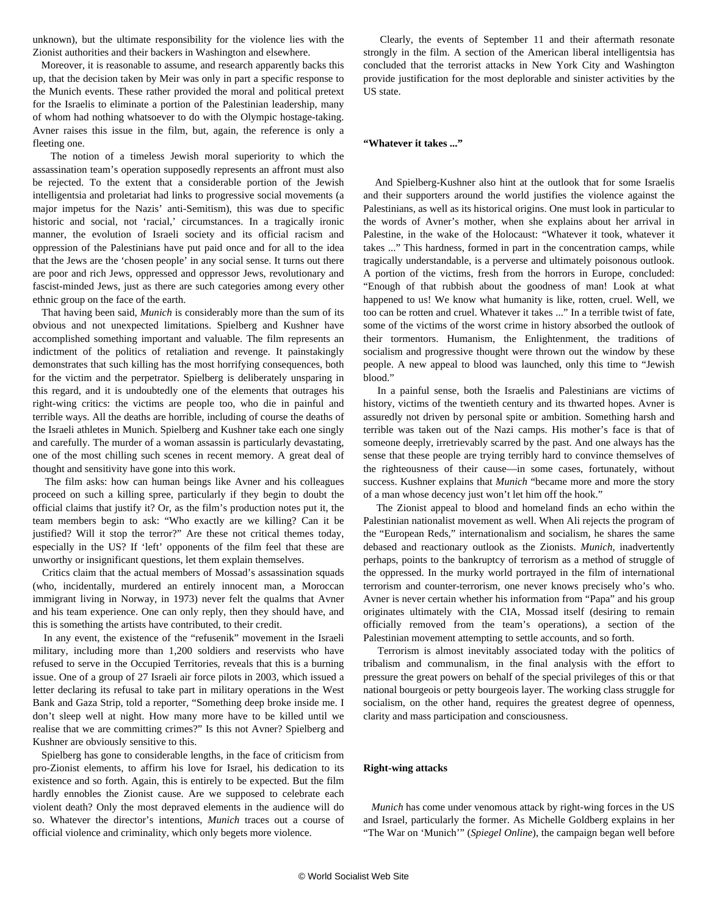unknown), but the ultimate responsibility for the violence lies with the Zionist authorities and their backers in Washington and elsewhere.

Moreover, it is reasonable to assume, and research apparently backs this up, that the decision taken by Meir was only in part a specific response to the Munich events. These rather provided the moral and political pretext for the Israelis to eliminate a portion of the Palestinian leadership, many of whom had nothing whatsoever to do with the Olympic hostage-taking. Avner raises this issue in the film, but, again, the reference is only a fleeting one.

The notion of a timeless Jewish moral superiority to which the assassination team's operation supposedly represents an affront must also be rejected. To the extent that a considerable portion of the Jewish intelligentsia and proletariat had links to progressive social movements (a major impetus for the Nazis' anti-Semitism), this was due to specific historic and social, not 'racial,' circumstances. In a tragically ironic manner, the evolution of Israeli society and its official racism and oppression of the Palestinians have put paid once and for all to the idea that the Jews are the 'chosen people' in any social sense. It turns out there are poor and rich Jews, oppressed and oppressor Jews, revolutionary and fascist-minded Jews, just as there are such categories among every other ethnic group on the face of the earth.

That having been said, *Munich* is considerably more than the sum of its obvious and not unexpected limitations. Spielberg and Kushner have accomplished something important and valuable. The film represents an indictment of the politics of retaliation and revenge. It painstakingly demonstrates that such killing has the most horrifying consequences, both for the victim and the perpetrator. Spielberg is deliberately unsparing in this regard, and it is undoubtedly one of the elements that outrages his right-wing critics: the victims are people too, who die in painful and terrible ways. All the deaths are horrible, including of course the deaths of the Israeli athletes in Munich. Spielberg and Kushner take each one singly and carefully. The murder of a woman assassin is particularly devastating, one of the most chilling such scenes in recent memory. A great deal of thought and sensitivity have gone into this work.

The film asks: how can human beings like Avner and his colleagues proceed on such a killing spree, particularly if they begin to doubt the official claims that justify it? Or, as the film's production notes put it, the team members begin to ask: "Who exactly are we killing? Can it be justified? Will it stop the terror?" Are these not critical themes today, especially in the US? If 'left' opponents of the film feel that these are unworthy or insignificant questions, let them explain themselves.

Critics claim that the actual members of Mossad's assassination squads (who, incidentally, murdered an entirely innocent man, a Moroccan immigrant living in Norway, in 1973) never felt the qualms that Avner and his team experience. One can only reply, then they should have, and this is something the artists have contributed, to their credit.

In any event, the existence of the "refusenik" movement in the Israeli military, including more than 1,200 soldiers and reservists who have refused to serve in the Occupied Territories, reveals that this is a burning issue. One of a group of 27 Israeli air force pilots in 2003, which issued a letter declaring its refusal to take part in military operations in the West Bank and Gaza Strip, told a reporter, "Something deep broke inside me. I don't sleep well at night. How many more have to be killed until we realise that we are committing crimes?" Is this not Avner? Spielberg and Kushner are obviously sensitive to this.

Spielberg has gone to considerable lengths, in the face of criticism from pro-Zionist elements, to affirm his love for Israel, his dedication to its existence and so forth. Again, this is entirely to be expected. But the film hardly ennobles the Zionist cause. Are we supposed to celebrate each violent death? Only the most depraved elements in the audience will do so. Whatever the director's intentions, *Munich* traces out a course of official violence and criminality, which only begets more violence.

Clearly, the events of September 11 and their aftermath resonate strongly in the film. A section of the American liberal intelligentsia has concluded that the terrorist attacks in New York City and Washington provide justification for the most deplorable and sinister activities by the US state.

**"Whatever it takes ..."**

And Spielberg-Kushner also hint at the outlook that for some Israelis and their supporters around the world justifies the violence against the Palestinians, as well as its historical origins. One must look in particular to the words of Avner's mother, when she explains about her arrival in Palestine, in the wake of the Holocaust: "Whatever it took, whatever it takes ..." This hardness, formed in part in the concentration camps, while tragically understandable, is a perverse and ultimately poisonous outlook. A portion of the victims, fresh from the horrors in Europe, concluded: "Enough of that rubbish about the goodness of man! Look at what happened to us! We know what humanity is like, rotten, cruel. Well, we too can be rotten and cruel. Whatever it takes ..." In a terrible twist of fate, some of the victims of the worst crime in history absorbed the outlook of their tormentors. Humanism, the Enlightenment, the traditions of socialism and progressive thought were thrown out the window by these people. A new appeal to blood was launched, only this time to "Jewish blood."

In a painful sense, both the Israelis and Palestinians are victims of history, victims of the twentieth century and its thwarted hopes. Avner is assuredly not driven by personal spite or ambition. Something harsh and terrible was taken out of the Nazi camps. His mother's face is that of someone deeply, irretrievably scarred by the past. And one always has the sense that these people are trying terribly hard to convince themselves of the righteousness of their cause—in some cases, fortunately, without success. Kushner explains that *Munich* "became more and more the story of a man whose decency just won't let him off the hook."

The Zionist appeal to blood and homeland finds an echo within the Palestinian nationalist movement as well. When Ali rejects the program of the "European Reds," internationalism and socialism, he shares the same debased and reactionary outlook as the Zionists. *Munich,* inadvertently perhaps, points to the bankruptcy of terrorism as a method of struggle of the oppressed. In the murky world portrayed in the film of international terrorism and counter-terrorism, one never knows precisely who's who. Avner is never certain whether his information from "Papa" and his group originates ultimately with the CIA, Mossad itself (desiring to remain officially removed from the team's operations), a section of the Palestinian movement attempting to settle accounts, and so forth.

Terrorism is almost inevitably associated today with the politics of tribalism and communalism, in the final analysis with the effort to pressure the great powers on behalf of the special privileges of this or that national bourgeois or petty bourgeois layer. The working class struggle for socialism, on the other hand, requires the greatest degree of openness, clarity and mass participation and consciousness.

**Right-wing attacks**

*Munich* has come under venomous attack by right-wing forces in the US and Israel, particularly the former. As Michelle Goldberg explains in her "The War on 'Munich'" (*Spiegel Online*), the campaign began well before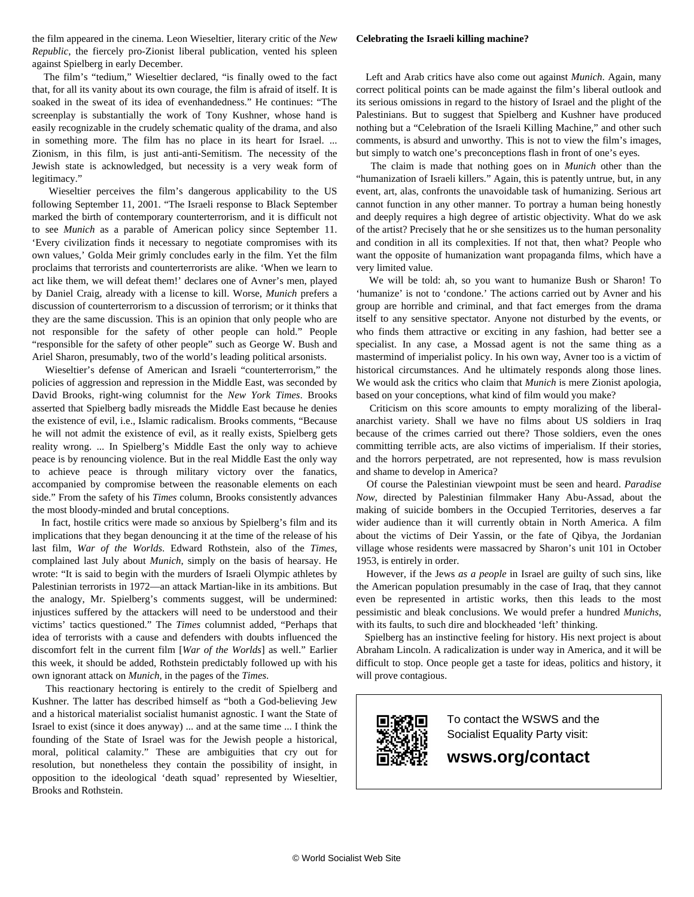the film appeared in the cinema. Leon Wieseltier, literary critic of the *New Republic*, the fiercely pro-Zionist liberal publication, vented his spleen against Spielberg in early December.

The film's "tedium," Wieseltier declared, "is finally owed to the fact that, for all its vanity about its own courage, the film is afraid of itself. It is soaked in the sweat of its idea of evenhandedness." He continues: "The screenplay is substantially the work of Tony Kushner, whose hand is easily recognizable in the crudely schematic quality of the drama, and also in something more. The film has no place in its heart for Israel. ... Zionism, in this film, is just anti-anti-Semitism. The necessity of the Jewish state is acknowledged, but necessity is a very weak form of legitimacy."

Wieseltier perceives the film's dangerous applicability to the US following September 11, 2001. "The Israeli response to Black September marked the birth of contemporary counterterrorism, and it is difficult not to see *Munich* as a parable of American policy since September 11. 'Every civilization finds it necessary to negotiate compromises with its own values,' Golda Meir grimly concludes early in the film. Yet the film proclaims that terrorists and counterterrorists are alike. 'When we learn to act like them, we will defeat them!' declares one of Avner's men, played by Daniel Craig, already with a license to kill. Worse, *Munich* prefers a discussion of counterterrorism to a discussion of terrorism; or it thinks that they are the same discussion. This is an opinion that only people who are not responsible for the safety of other people can hold." People "responsible for the safety of other people" such as George W. Bush and Ariel Sharon, presumably, two of the world's leading political arsonists.

Wieseltier's defense of American and Israeli "counterterrorism," the policies of aggression and repression in the Middle East, was seconded by David Brooks, right-wing columnist for the *New York Times*. Brooks asserted that Spielberg badly misreads the Middle East because he denies the existence of evil, i.e., Islamic radicalism. Brooks comments, "Because he will not admit the existence of evil, as it really exists, Spielberg gets reality wrong. ... In Spielberg's Middle East the only way to achieve peace is by renouncing violence. But in the real Middle East the only way to achieve peace is through military victory over the fanatics, accompanied by compromise between the reasonable elements on each side." From the safety of his *Times* column, Brooks consistently advances the most bloody-minded and brutal conceptions.

In fact, hostile critics were made so anxious by Spielberg's film and its implications that they began denouncing it at the time of the release of his last film, *War of the Worlds*. Edward Rothstein, also of the *Times*, complained last July about *Munich,* simply on the basis of hearsay. He wrote: "It is said to begin with the murders of Israeli Olympic athletes by Palestinian terrorists in 1972—an attack Martian-like in its ambitions. But the analogy, Mr. Spielberg's comments suggest, will be undermined: injustices suffered by the attackers will need to be understood and their victims' tactics questioned." The *Times* columnist added, "Perhaps that idea of terrorists with a cause and defenders with doubts influenced the discomfort felt in the current film [*War of the Worlds*] as well." Earlier this week, it should be added, Rothstein predictably followed up with his own ignorant attack on *Munich*, in the pages of the *Times*.

This reactionary hectoring is entirely to the credit of Spielberg and Kushner. The latter has described himself as "both a God-believing Jew and a historical materialist socialist humanist agnostic. I want the State of Israel to exist (since it does anyway) ... and at the same time ... I think the founding of the State of Israel was for the Jewish people a historical, moral, political calamity." These are ambiguities that cry out for resolution, but nonetheless they contain the possibility of insight, in opposition to the ideological 'death squad' represented by Wieseltier, Brooks and Rothstein.

**Celebrating the Israeli killing machine?**

Left and Arab critics have also come out against *Munich*. Again, many correct political points can be made against the film's liberal outlook and its serious omissions in regard to the history of Israel and the plight of the Palestinians. But to suggest that Spielberg and Kushner have produced nothing but a "Celebration of the Israeli Killing Machine," and other such comments, is absurd and unworthy. This is not to view the film's images, but simply to watch one's preconceptions flash in front of one's eyes.

The claim is made that nothing goes on in *Munich* other than the "humanization of Israeli killers." Again, this is patently untrue, but, in any event, art, alas, confronts the unavoidable task of humanizing. Serious art cannot function in any other manner. To portray a human being honestly and deeply requires a high degree of artistic objectivity. What do we ask of the artist? Precisely that he or she sensitizes us to the human personality and condition in all its complexities. If not that, then what? People who want the opposite of humanization want propaganda films, which have a very limited value.

We will be told: ah, so you want to humanize Bush or Sharon! To 'humanize' is not to 'condone.' The actions carried out by Avner and his group are horrible and criminal, and that fact emerges from the drama itself to any sensitive spectator. Anyone not disturbed by the events, or who finds them attractive or exciting in any fashion, had better see a specialist. In any case, a Mossad agent is not the same thing as a mastermind of imperialist policy. In his own way, Avner too is a victim of historical circumstances. And he ultimately responds along those lines. We would ask the critics who claim that *Munich* is mere Zionist apologia, based on your conceptions, what kind of film would you make?

Criticism on this score amounts to empty moralizing of the liberal-anarchist variety. Shall we have no films about US soldiers in Iraq because of the crimes carried out there? Those soldiers, even the ones committing terrible acts, are also victims of imperialism. If their stories, and the horrors perpetrated, are not represented, how is mass revulsion and shame to develop in America?

Of course the Palestinian viewpoint must be seen and heard. *Paradise Now*, directed by Palestinian filmmaker Hany Abu-Assad, about the making of suicide bombers in the Occupied Territories, deserves a far wider audience than it will currently obtain in North America. A film about the victims of Deir Yassin, or the fate of Qibya, the Jordanian village whose residents were massacred by Sharon's unit 101 in October 1953, is entirely in order.

However, if the Jews *as a people* in Israel are guilty of such sins, like the American population presumably in the case of Iraq, that they cannot even be represented in artistic works, then this leads to the most pessimistic and bleak conclusions. We would prefer a hundred *Munichs*, with its faults, to such dire and blockheaded 'left' thinking.

Spielberg has an instinctive feeling for history. His next project is about Abraham Lincoln. A radicalization is under way in America, and it will be difficult to stop. Once people get a taste for ideas, politics and history, it will prove contagious.

To contact the WSWS and the Socialist Equality Party visit:

**wsws.org/contact**